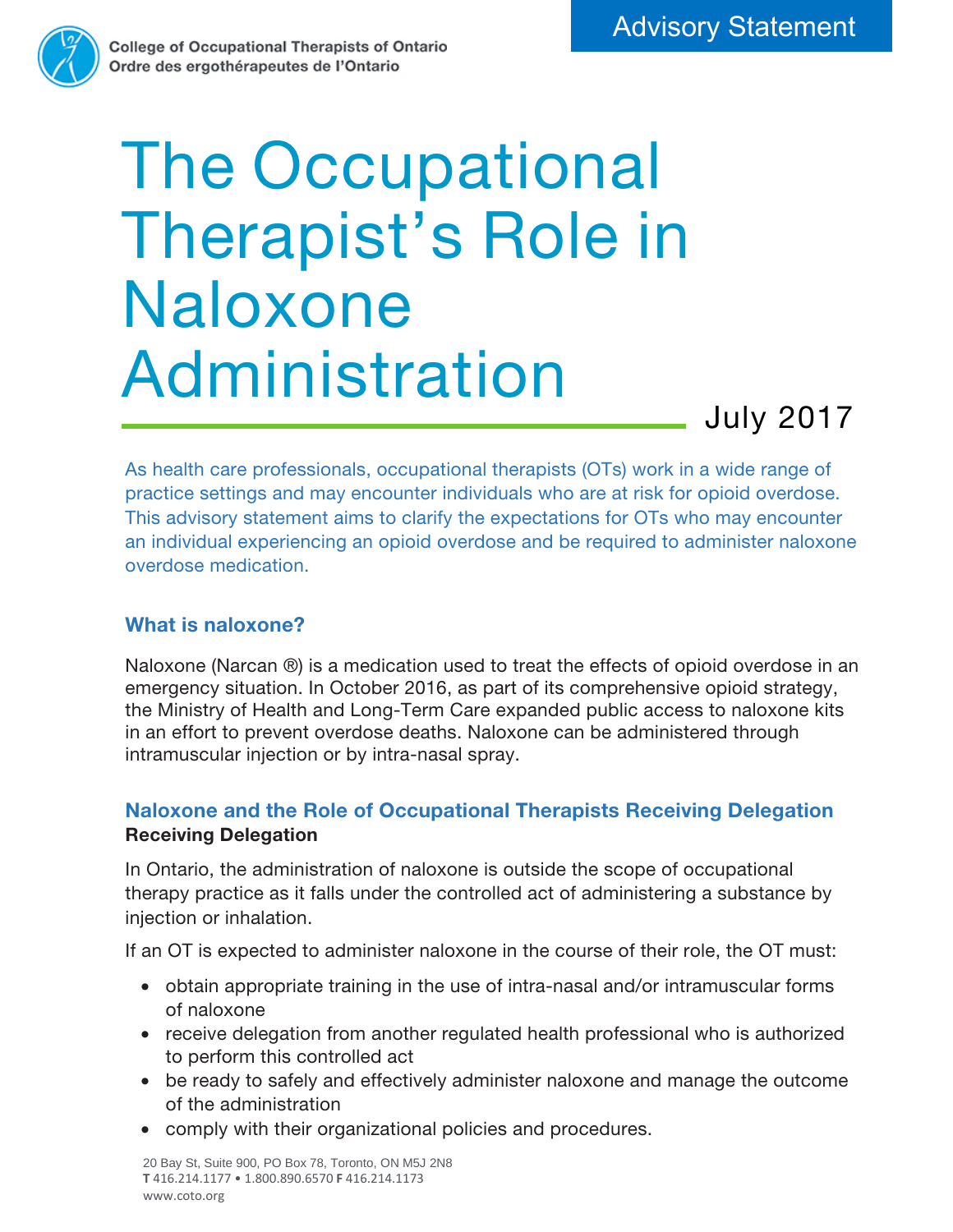Advisory Statement

College of Occupational Therapists of Ontario
Ordre des ergothérapeutes de l'Ontario

# The Occupational Therapist's Role in Naloxone Administration

July 2017

As health care professionals, occupational therapists (OTs) work in a wide range of practice settings and may encounter individuals who are at risk for opioid overdose. This advisory statement aims to clarify the expectations for OTs who may encounter an individual experiencing an opioid overdose and be required to administer naloxone overdose medication.

## What is naloxone?

Naloxone (Narcan ®) is a medication used to treat the effects of opioid overdose in an emergency situation. In October 2016, as part of its comprehensive opioid strategy, the Ministry of Health and Long-Term Care expanded public access to naloxone kits in an effort to prevent overdose deaths. Naloxone can be administered through intramuscular injection or by intra-nasal spray.

## Naloxone and the Role of Occupational Therapists Receiving Delegation

**Receiving Delegation**

In Ontario, the administration of naloxone is outside the scope of occupational therapy practice as it falls under the controlled act of administering a substance by injection or inhalation.

If an OT is expected to administer naloxone in the course of their role, the OT must:

- obtain appropriate training in the use of intra-nasal and/or intramuscular forms of naloxone
- receive delegation from another regulated health professional who is authorized to perform this controlled act
- be ready to safely and effectively administer naloxone and manage the outcome of the administration
- comply with their organizational policies and procedures.

20 Bay St, Suite 900, PO Box 78, Toronto, ON M5J 2N8
**T** 416.214.1177 • 1.800.890.6570 **F** 416.214.1173
www.coto.org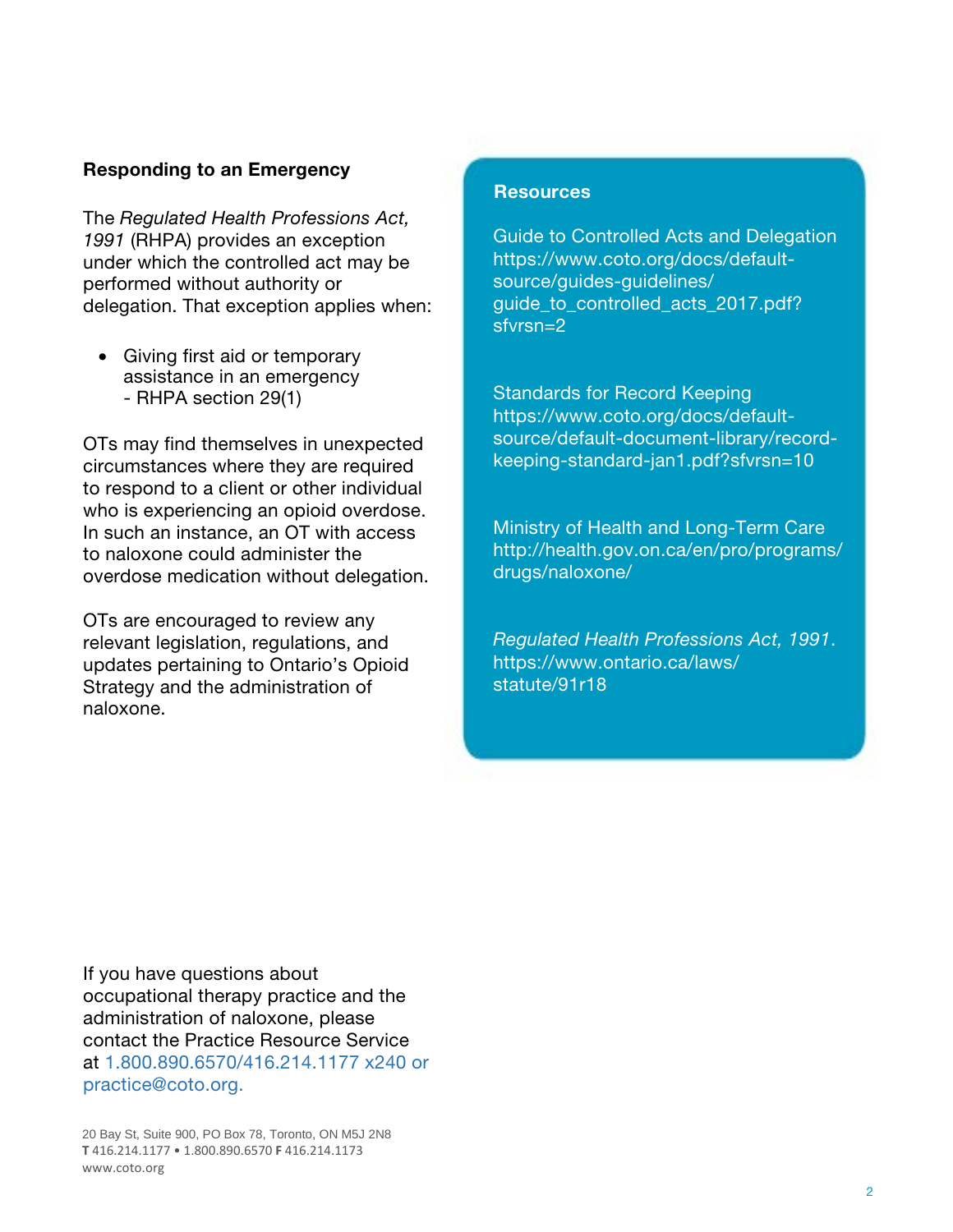### Responding to an Emergency

The *Regulated Health Professions Act, 1991* (RHPA) provides an exception under which the controlled act may be performed without authority or delegation. That exception applies when:

- Giving first aid or temporary assistance in an emergency - RHPA section 29(1)

OTs may find themselves in unexpected circumstances where they are required to respond to a client or other individual who is experiencing an opioid overdose. In such an instance, an OT with access to naloxone could administer the overdose medication without delegation.

OTs are encouraged to review any relevant legislation, regulations, and updates pertaining to Ontario's Opioid Strategy and the administration of naloxone.

### Resources

Guide to Controlled Acts and Delegation
https://www.coto.org/docs/default-source/guides-guidelines/guide_to_controlled_acts_2017.pdf?sfvrsn=2

Standards for Record Keeping
https://www.coto.org/docs/default-source/default-document-library/record-keeping-standard-jan1.pdf?sfvrsn=10

Ministry of Health and Long-Term Care
http://health.gov.on.ca/en/pro/programs/drugs/naloxone/

*Regulated Health Professions Act, 1991.*
https://www.ontario.ca/laws/statute/91r18

If you have questions about occupational therapy practice and the administration of naloxone, please contact the Practice Resource Service at 1.800.890.6570/416.214.1177 x240 or practice@coto.org.

20 Bay St, Suite 900, PO Box 78, Toronto, ON M5J 2N8
**T** 416.214.1177 • 1.800.890.6570 **F** 416.214.1173
www.coto.org